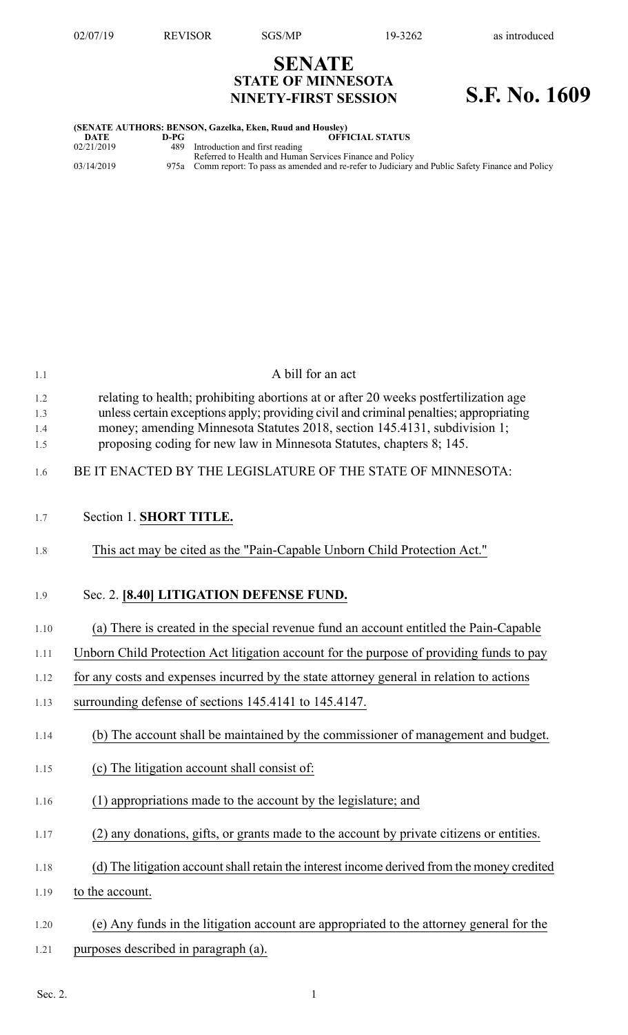# SENATE
## STATE OF MINNESOTA
## NINETY-FIRST SESSION

# S.F. No. 1609

**(SENATE AUTHORS: BENSON, Gazelka, Eken, Ruud and Housley)**

| DATE | D-PG | OFFICIAL STATUS |
|---|---|---|
| 02/21/2019 | 489 | Introduction and first reading<br>Referred to Health and Human Services Finance and Policy |
| 03/14/2019 | 975a | Comm report: To pass as amended and re-refer to Judiciary and Public Safety Finance and Policy |

A bill for an act

relating to health; prohibiting abortions at or after 20 weeks postfertilization age unless certain exceptions apply; providing civil and criminal penalties; appropriating money; amending Minnesota Statutes 2018, section 145.4131, subdivision 1; proposing coding for new law in Minnesota Statutes, chapters 8; 145.

BE IT ENACTED BY THE LEGISLATURE OF THE STATE OF MINNESOTA:

Section 1. **SHORT TITLE.**

This act may be cited as the "Pain-Capable Unborn Child Protection Act."

Sec. 2. **[8.40] LITIGATION DEFENSE FUND.**

(a) There is created in the special revenue fund an account entitled the Pain-Capable Unborn Child Protection Act litigation account for the purpose of providing funds to pay for any costs and expenses incurred by the state attorney general in relation to actions surrounding defense of sections 145.4141 to 145.4147.

(b) The account shall be maintained by the commissioner of management and budget.

(c) The litigation account shall consist of:

(1) appropriations made to the account by the legislature; and

(2) any donations, gifts, or grants made to the account by private citizens or entities.

(d) The litigation account shall retain the interest income derived from the money credited to the account.

(e) Any funds in the litigation account are appropriated to the attorney general for the purposes described in paragraph (a).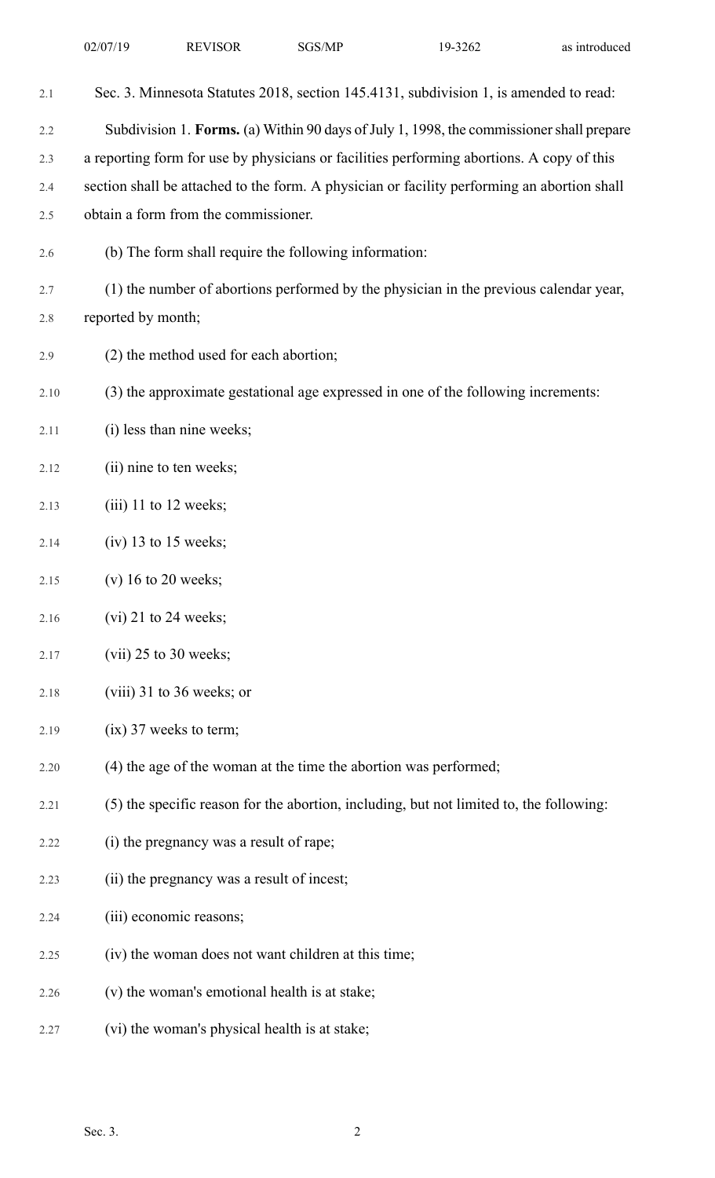Sec. 3. Minnesota Statutes 2018, section 145.4131, subdivision 1, is amended to read:

Subdivision 1. **Forms.** (a) Within 90 days of July 1, 1998, the commissioner shall prepare a reporting form for use by physicians or facilities performing abortions. A copy of this section shall be attached to the form. A physician or facility performing an abortion shall obtain a form from the commissioner.

(b) The form shall require the following information:

(1) the number of abortions performed by the physician in the previous calendar year, reported by month;

(2) the method used for each abortion;

(3) the approximate gestational age expressed in one of the following increments:

(i) less than nine weeks;

(ii) nine to ten weeks;

(iii) 11 to 12 weeks;

(iv) 13 to 15 weeks;

(v) 16 to 20 weeks;

(vi) 21 to 24 weeks;

(vii) 25 to 30 weeks;

(viii) 31 to 36 weeks; or

(ix) 37 weeks to term;

(4) the age of the woman at the time the abortion was performed;

(5) the specific reason for the abortion, including, but not limited to, the following:

(i) the pregnancy was a result of rape;

(ii) the pregnancy was a result of incest;

(iii) economic reasons;

(iv) the woman does not want children at this time;

(v) the woman's emotional health is at stake;

(vi) the woman's physical health is at stake;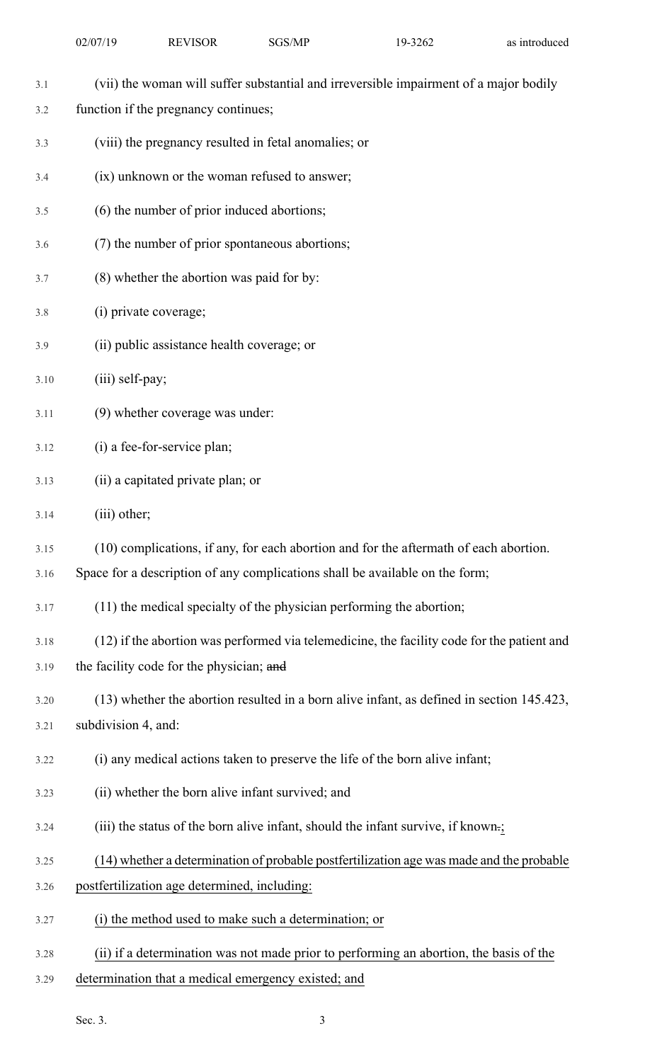(vii) the woman will suffer substantial and irreversible impairment of a major bodily function if the pregnancy continues;

(viii) the pregnancy resulted in fetal anomalies; or

(ix) unknown or the woman refused to answer;

(6) the number of prior induced abortions;

(7) the number of prior spontaneous abortions;

(8) whether the abortion was paid for by:

(i) private coverage;

(ii) public assistance health coverage; or

(iii) self-pay;

(9) whether coverage was under:

(i) a fee-for-service plan;

(ii) a capitated private plan; or

(iii) other;

(10) complications, if any, for each abortion and for the aftermath of each abortion. Space for a description of any complications shall be available on the form;

(11) the medical specialty of the physician performing the abortion;

(12) if the abortion was performed via telemedicine, the facility code for the patient and the facility code for the physician; ~~and~~

(13) whether the abortion resulted in a born alive infant, as defined in section 145.423, subdivision 4, and:

(i) any medical actions taken to preserve the life of the born alive infant;

(ii) whether the born alive infant survived; and

(iii) the status of the born alive infant, should the infant survive, if known~~.~~;

(14) whether a determination of probable postfertilization age was made and the probable postfertilization age determined, including:

(i) the method used to make such a determination; or

(ii) if a determination was not made prior to performing an abortion, the basis of the determination that a medical emergency existed; and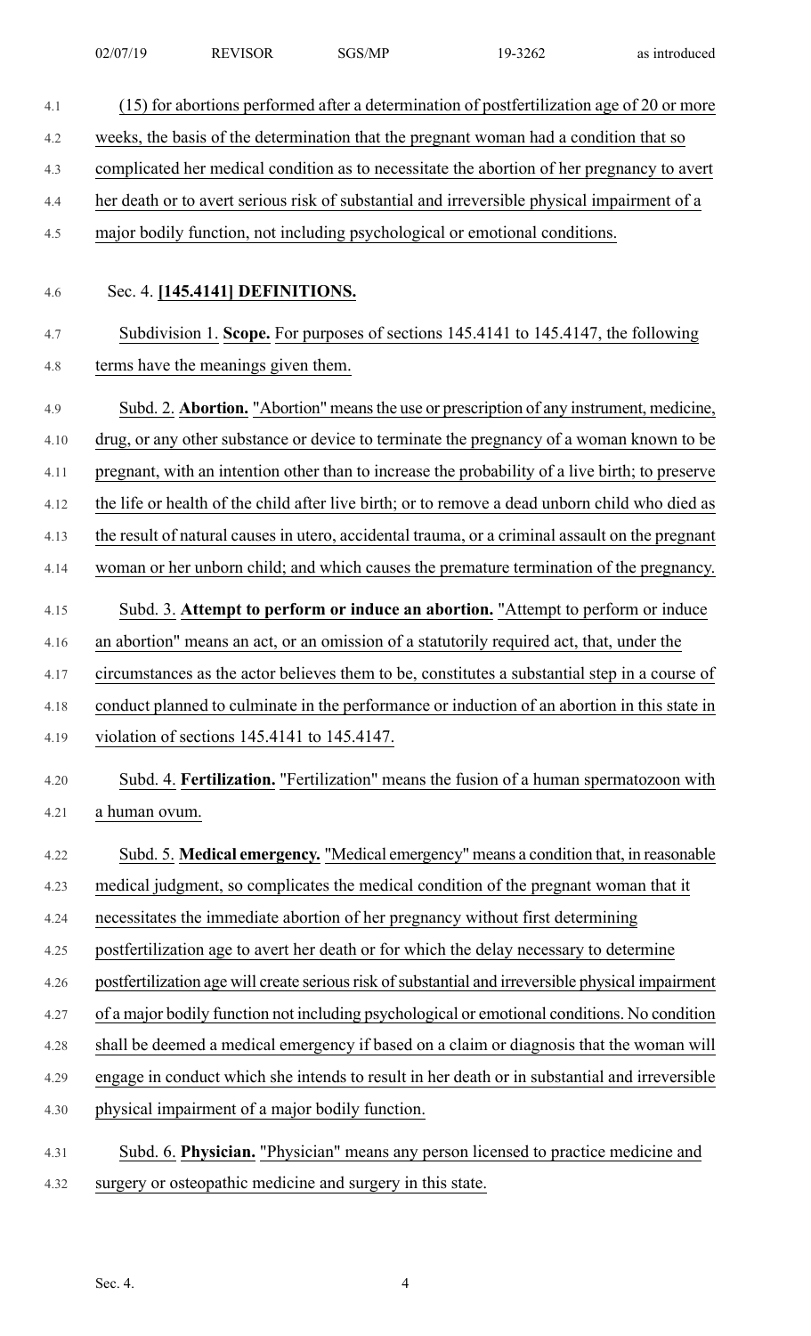(15) for abortions performed after a determination of postfertilization age of 20 or more weeks, the basis of the determination that the pregnant woman had a condition that so complicated her medical condition as to necessitate the abortion of her pregnancy to avert her death or to avert serious risk of substantial and irreversible physical impairment of a major bodily function, not including psychological or emotional conditions.

Sec. 4. **[145.4141] DEFINITIONS.**

Subdivision 1. **Scope.** For purposes of sections 145.4141 to 145.4147, the following terms have the meanings given them.

Subd. 2. **Abortion.** "Abortion" means the use or prescription of any instrument, medicine, drug, or any other substance or device to terminate the pregnancy of a woman known to be pregnant, with an intention other than to increase the probability of a live birth; to preserve the life or health of the child after live birth; or to remove a dead unborn child who died as the result of natural causes in utero, accidental trauma, or a criminal assault on the pregnant woman or her unborn child; and which causes the premature termination of the pregnancy.

Subd. 3. **Attempt to perform or induce an abortion.** "Attempt to perform or induce an abortion" means an act, or an omission of a statutorily required act, that, under the circumstances as the actor believes them to be, constitutes a substantial step in a course of conduct planned to culminate in the performance or induction of an abortion in this state in violation of sections 145.4141 to 145.4147.

Subd. 4. **Fertilization.** "Fertilization" means the fusion of a human spermatozoon with a human ovum.

Subd. 5. **Medical emergency.** "Medical emergency" means a condition that, in reasonable medical judgment, so complicates the medical condition of the pregnant woman that it necessitates the immediate abortion of her pregnancy without first determining postfertilization age to avert her death or for which the delay necessary to determine postfertilization age will create serious risk of substantial and irreversible physical impairment of a major bodily function not including psychological or emotional conditions. No condition shall be deemed a medical emergency if based on a claim or diagnosis that the woman will engage in conduct which she intends to result in her death or in substantial and irreversible physical impairment of a major bodily function.

Subd. 6. **Physician.** "Physician" means any person licensed to practice medicine and surgery or osteopathic medicine and surgery in this state.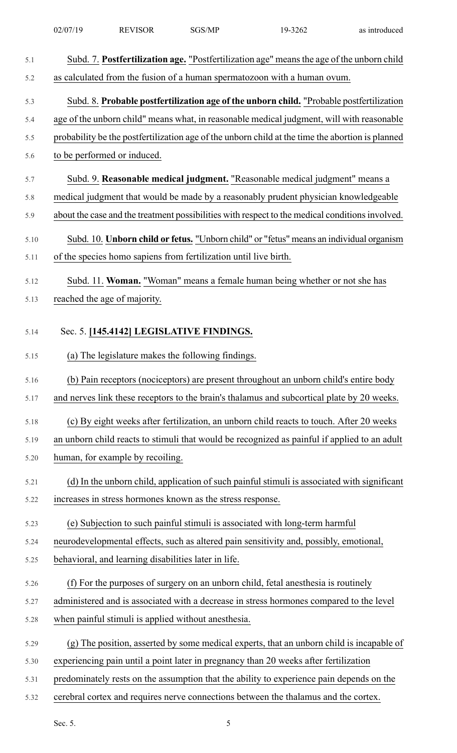Subd. 7. **Postfertilization age.** "Postfertilization age" means the age of the unborn child as calculated from the fusion of a human spermatozoon with a human ovum.

Subd. 8. **Probable postfertilization age of the unborn child.** "Probable postfertilization age of the unborn child" means what, in reasonable medical judgment, will with reasonable probability be the postfertilization age of the unborn child at the time the abortion is planned to be performed or induced.

Subd. 9. **Reasonable medical judgment.** "Reasonable medical judgment" means a medical judgment that would be made by a reasonably prudent physician knowledgeable about the case and the treatment possibilities with respect to the medical conditions involved.

Subd. 10. **Unborn child or fetus.** "Unborn child" or "fetus" means an individual organism of the species homo sapiens from fertilization until live birth.

Subd. 11. **Woman.** "Woman" means a female human being whether or not she has reached the age of majority.

Sec. 5. **[145.4142] LEGISLATIVE FINDINGS.**

(a) The legislature makes the following findings.

(b) Pain receptors (nociceptors) are present throughout an unborn child's entire body and nerves link these receptors to the brain's thalamus and subcortical plate by 20 weeks.

(c) By eight weeks after fertilization, an unborn child reacts to touch. After 20 weeks an unborn child reacts to stimuli that would be recognized as painful if applied to an adult human, for example by recoiling.

(d) In the unborn child, application of such painful stimuli is associated with significant increases in stress hormones known as the stress response.

(e) Subjection to such painful stimuli is associated with long-term harmful neurodevelopmental effects, such as altered pain sensitivity and, possibly, emotional, behavioral, and learning disabilities later in life.

(f) For the purposes of surgery on an unborn child, fetal anesthesia is routinely administered and is associated with a decrease in stress hormones compared to the level when painful stimuli is applied without anesthesia.

(g) The position, asserted by some medical experts, that an unborn child is incapable of experiencing pain until a point later in pregnancy than 20 weeks after fertilization predominately rests on the assumption that the ability to experience pain depends on the cerebral cortex and requires nerve connections between the thalamus and the cortex.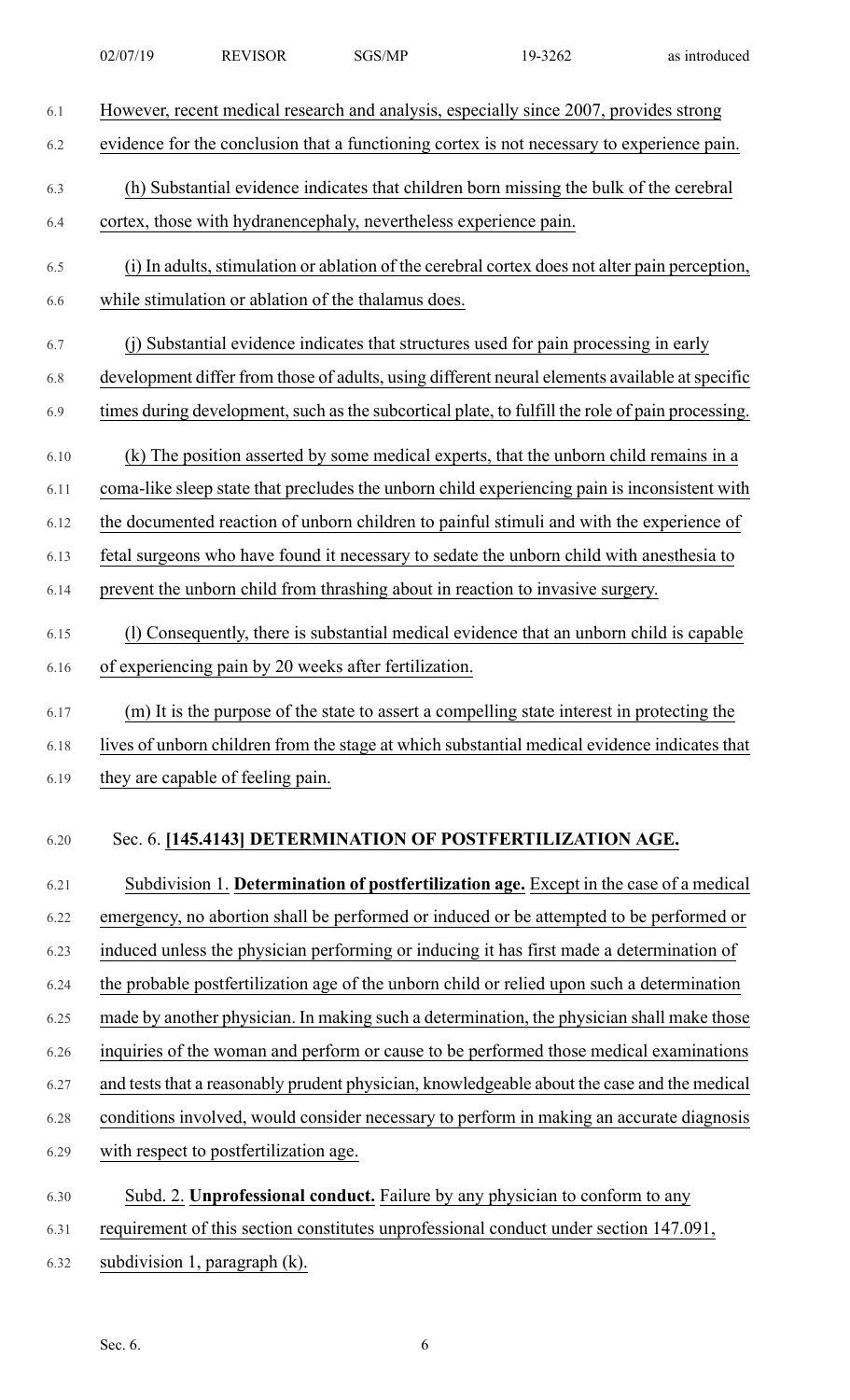However, recent medical research and analysis, especially since 2007, provides strong evidence for the conclusion that a functioning cortex is not necessary to experience pain.

(h) Substantial evidence indicates that children born missing the bulk of the cerebral cortex, those with hydranencephaly, nevertheless experience pain.

(i) In adults, stimulation or ablation of the cerebral cortex does not alter pain perception, while stimulation or ablation of the thalamus does.

(j) Substantial evidence indicates that structures used for pain processing in early development differ from those of adults, using different neural elements available at specific times during development, such as the subcortical plate, to fulfill the role of pain processing.

(k) The position asserted by some medical experts, that the unborn child remains in a coma-like sleep state that precludes the unborn child experiencing pain is inconsistent with the documented reaction of unborn children to painful stimuli and with the experience of fetal surgeons who have found it necessary to sedate the unborn child with anesthesia to prevent the unborn child from thrashing about in reaction to invasive surgery.

(l) Consequently, there is substantial medical evidence that an unborn child is capable of experiencing pain by 20 weeks after fertilization.

(m) It is the purpose of the state to assert a compelling state interest in protecting the lives of unborn children from the stage at which substantial medical evidence indicates that they are capable of feeling pain.

Sec. 6. **[145.4143] DETERMINATION OF POSTFERTILIZATION AGE.**

Subdivision 1. **Determination of postfertilization age.** Except in the case of a medical emergency, no abortion shall be performed or induced or be attempted to be performed or induced unless the physician performing or inducing it has first made a determination of the probable postfertilization age of the unborn child or relied upon such a determination made by another physician. In making such a determination, the physician shall make those inquiries of the woman and perform or cause to be performed those medical examinations and tests that a reasonably prudent physician, knowledgeable about the case and the medical conditions involved, would consider necessary to perform in making an accurate diagnosis with respect to postfertilization age.

Subd. 2. **Unprofessional conduct.** Failure by any physician to conform to any requirement of this section constitutes unprofessional conduct under section 147.091, subdivision 1, paragraph (k).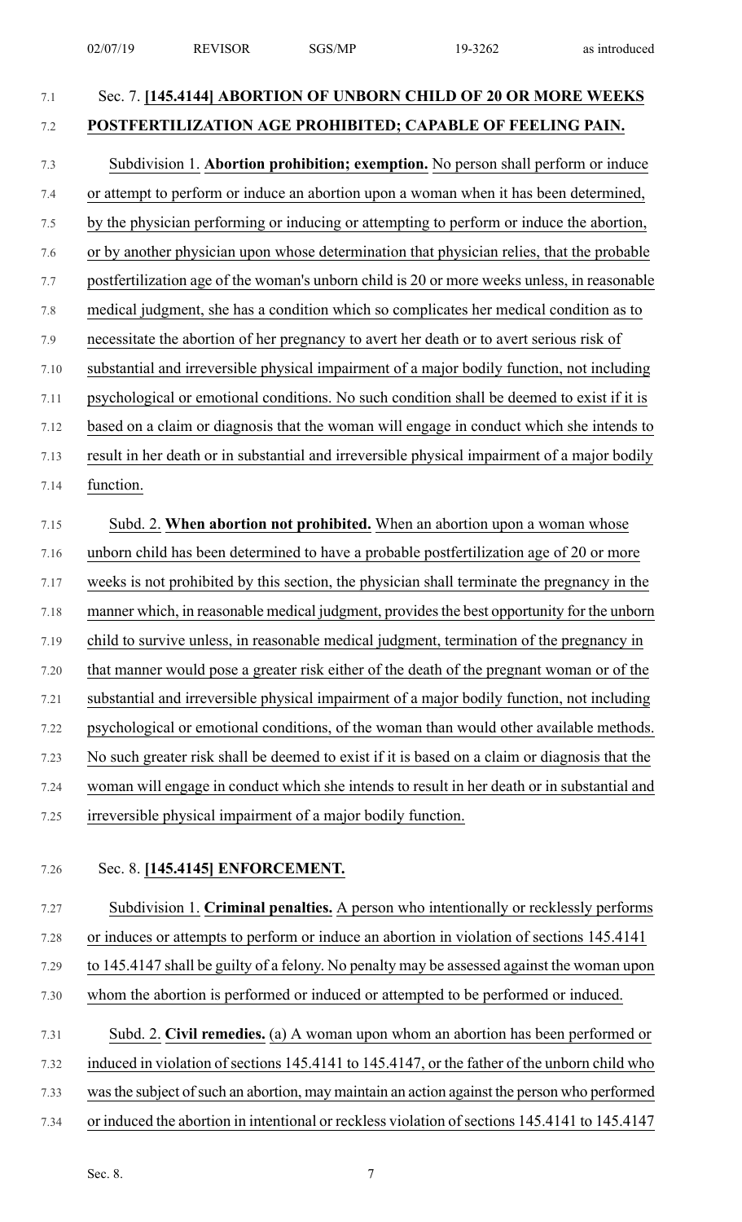Sec. 7. **[145.4144] ABORTION OF UNBORN CHILD OF 20 OR MORE WEEKS POSTFERTILIZATION AGE PROHIBITED; CAPABLE OF FEELING PAIN.**

Subdivision 1. **Abortion prohibition; exemption.** No person shall perform or induce or attempt to perform or induce an abortion upon a woman when it has been determined, by the physician performing or inducing or attempting to perform or induce the abortion, or by another physician upon whose determination that physician relies, that the probable postfertilization age of the woman's unborn child is 20 or more weeks unless, in reasonable medical judgment, she has a condition which so complicates her medical condition as to necessitate the abortion of her pregnancy to avert her death or to avert serious risk of substantial and irreversible physical impairment of a major bodily function, not including psychological or emotional conditions. No such condition shall be deemed to exist if it is based on a claim or diagnosis that the woman will engage in conduct which she intends to result in her death or in substantial and irreversible physical impairment of a major bodily function.

Subd. 2. **When abortion not prohibited.** When an abortion upon a woman whose unborn child has been determined to have a probable postfertilization age of 20 or more weeks is not prohibited by this section, the physician shall terminate the pregnancy in the manner which, in reasonable medical judgment, provides the best opportunity for the unborn child to survive unless, in reasonable medical judgment, termination of the pregnancy in that manner would pose a greater risk either of the death of the pregnant woman or of the substantial and irreversible physical impairment of a major bodily function, not including psychological or emotional conditions, of the woman than would other available methods. No such greater risk shall be deemed to exist if it is based on a claim or diagnosis that the woman will engage in conduct which she intends to result in her death or in substantial and irreversible physical impairment of a major bodily function.

Sec. 8. **[145.4145] ENFORCEMENT.**

Subdivision 1. **Criminal penalties.** A person who intentionally or recklessly performs or induces or attempts to perform or induce an abortion in violation of sections 145.4141 to 145.4147 shall be guilty of a felony. No penalty may be assessed against the woman upon whom the abortion is performed or induced or attempted to be performed or induced.

Subd. 2. **Civil remedies.** (a) A woman upon whom an abortion has been performed or induced in violation of sections 145.4141 to 145.4147, or the father of the unborn child who was the subject of such an abortion, may maintain an action against the person who performed or induced the abortion in intentional or reckless violation of sections 145.4141 to 145.4147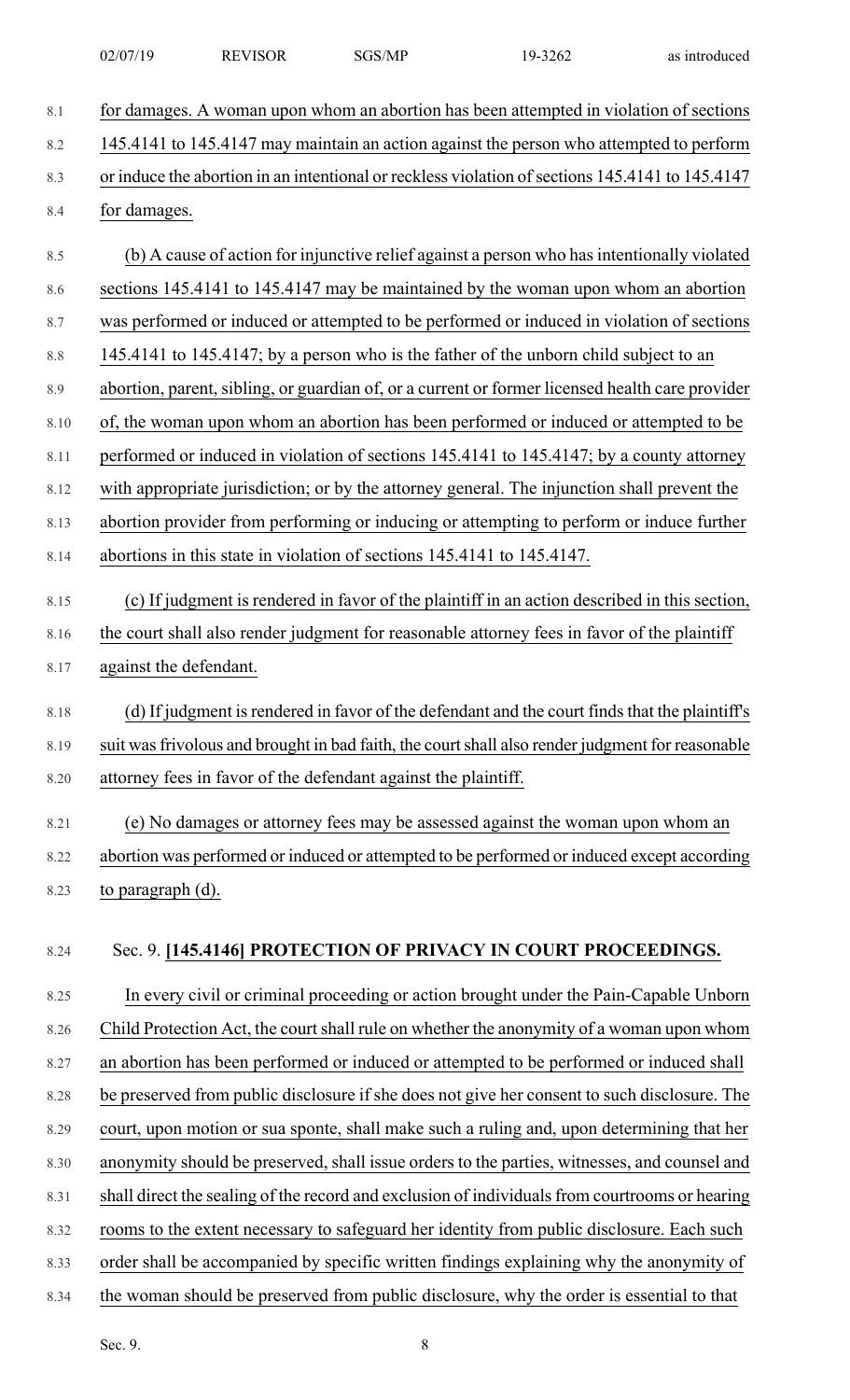for damages. A woman upon whom an abortion has been attempted in violation of sections 145.4141 to 145.4147 may maintain an action against the person who attempted to perform or induce the abortion in an intentional or reckless violation of sections 145.4141 to 145.4147 for damages.

(b) A cause of action for injunctive relief against a person who has intentionally violated sections 145.4141 to 145.4147 may be maintained by the woman upon whom an abortion was performed or induced or attempted to be performed or induced in violation of sections 145.4141 to 145.4147; by a person who is the father of the unborn child subject to an abortion, parent, sibling, or guardian of, or a current or former licensed health care provider of, the woman upon whom an abortion has been performed or induced or attempted to be performed or induced in violation of sections 145.4141 to 145.4147; by a county attorney with appropriate jurisdiction; or by the attorney general. The injunction shall prevent the abortion provider from performing or inducing or attempting to perform or induce further abortions in this state in violation of sections 145.4141 to 145.4147.

(c) If judgment is rendered in favor of the plaintiff in an action described in this section, the court shall also render judgment for reasonable attorney fees in favor of the plaintiff against the defendant.

(d) If judgment is rendered in favor of the defendant and the court finds that the plaintiff's suit was frivolous and brought in bad faith, the court shall also render judgment for reasonable attorney fees in favor of the defendant against the plaintiff.

(e) No damages or attorney fees may be assessed against the woman upon whom an abortion was performed or induced or attempted to be performed or induced except according to paragraph (d).

Sec. 9. **[145.4146] PROTECTION OF PRIVACY IN COURT PROCEEDINGS.**

In every civil or criminal proceeding or action brought under the Pain-Capable Unborn Child Protection Act, the court shall rule on whether the anonymity of a woman upon whom an abortion has been performed or induced or attempted to be performed or induced shall be preserved from public disclosure if she does not give her consent to such disclosure. The court, upon motion or sua sponte, shall make such a ruling and, upon determining that her anonymity should be preserved, shall issue orders to the parties, witnesses, and counsel and shall direct the sealing of the record and exclusion of individuals from courtrooms or hearing rooms to the extent necessary to safeguard her identity from public disclosure. Each such order shall be accompanied by specific written findings explaining why the anonymity of the woman should be preserved from public disclosure, why the order is essential to that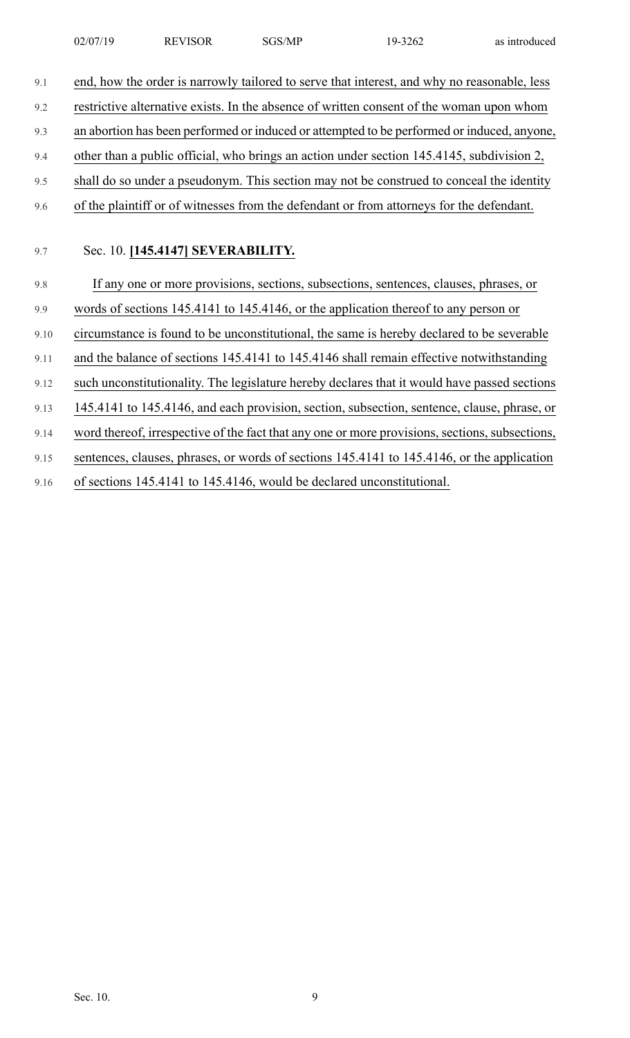end, how the order is narrowly tailored to serve that interest, and why no reasonable, less restrictive alternative exists. In the absence of written consent of the woman upon whom an abortion has been performed or induced or attempted to be performed or induced, anyone, other than a public official, who brings an action under section 145.4145, subdivision 2, shall do so under a pseudonym. This section may not be construed to conceal the identity of the plaintiff or of witnesses from the defendant or from attorneys for the defendant.

Sec. 10. **[145.4147] SEVERABILITY.**

If any one or more provisions, sections, subsections, sentences, clauses, phrases, or words of sections 145.4141 to 145.4146, or the application thereof to any person or circumstance is found to be unconstitutional, the same is hereby declared to be severable and the balance of sections 145.4141 to 145.4146 shall remain effective notwithstanding such unconstitutionality. The legislature hereby declares that it would have passed sections 145.4141 to 145.4146, and each provision, section, subsection, sentence, clause, phrase, or word thereof, irrespective of the fact that any one or more provisions, sections, subsections, sentences, clauses, phrases, or words of sections 145.4141 to 145.4146, or the application of sections 145.4141 to 145.4146, would be declared unconstitutional.